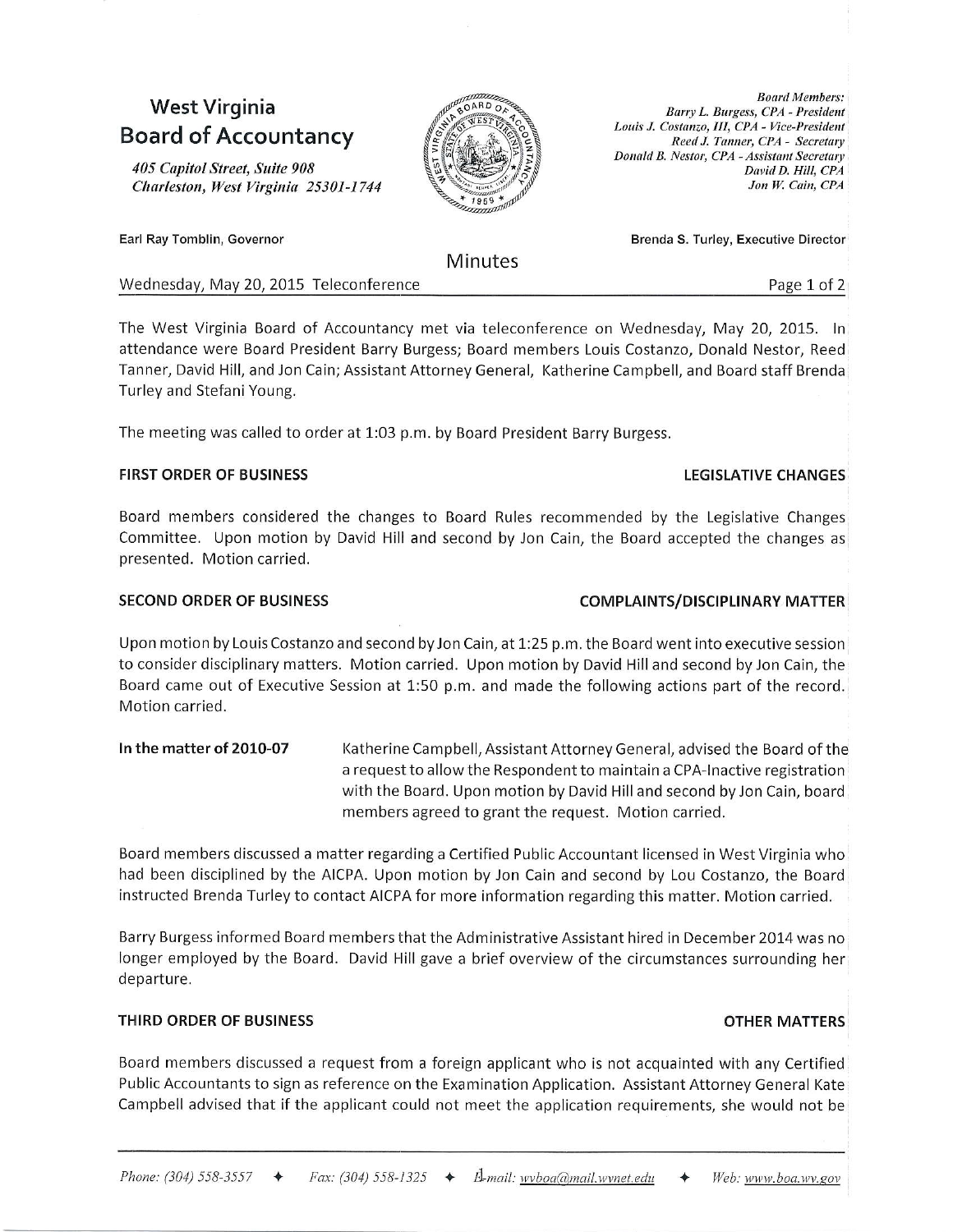# West Virginia Board of Accountancy

*405 Capitol Street, Suite 908*
*Charleston, West Virginia 25301-1744*

*Board Members:*
*Barry L. Burgess, CPA - President*
*Louis J. Costanzo, III, CPA - Vice-President*
*Reed J. Tanner, CPA - Secretary*
*Donald B. Nestor, CPA - Assistant Secretary*
*David D. Hill, CPA*
*Jon W. Cain, CPA*

Earl Ray Tomblin, Governor

Brenda S. Turley, Executive Director

## Minutes

Wednesday, May 20, 2015 Teleconference

The West Virginia Board of Accountancy met via teleconference on Wednesday, May 20, 2015. In attendance were Board President Barry Burgess; Board members Louis Costanzo, Donald Nestor, Reed Tanner, David Hill, and Jon Cain; Assistant Attorney General, Katherine Campbell, and Board staff Brenda Turley and Stefani Young.

The meeting was called to order at 1:03 p.m. by Board President Barry Burgess.

### FIRST ORDER OF BUSINESS — LEGISLATIVE CHANGES

Board members considered the changes to Board Rules recommended by the Legislative Changes Committee. Upon motion by David Hill and second by Jon Cain, the Board accepted the changes as presented. Motion carried.

### SECOND ORDER OF BUSINESS — COMPLAINTS/DISCIPLINARY MATTER

Upon motion by Louis Costanzo and second by Jon Cain, at 1:25 p.m. the Board went into executive session to consider disciplinary matters. Motion carried. Upon motion by David Hill and second by Jon Cain, the Board came out of Executive Session at 1:50 p.m. and made the following actions part of the record. Motion carried.

**In the matter of 2010-07** — Katherine Campbell, Assistant Attorney General, advised the Board of the a request to allow the Respondent to maintain a CPA-Inactive registration with the Board. Upon motion by David Hill and second by Jon Cain, board members agreed to grant the request. Motion carried.

Board members discussed a matter regarding a Certified Public Accountant licensed in West Virginia who had been disciplined by the AICPA. Upon motion by Jon Cain and second by Lou Costanzo, the Board instructed Brenda Turley to contact AICPA for more information regarding this matter. Motion carried.

Barry Burgess informed Board members that the Administrative Assistant hired in December 2014 was no longer employed by the Board. David Hill gave a brief overview of the circumstances surrounding her departure.

### THIRD ORDER OF BUSINESS — OTHER MATTERS

Board members discussed a request from a foreign applicant who is not acquainted with any Certified Public Accountants to sign as reference on the Examination Application. Assistant Attorney General Kate Campbell advised that if the applicant could not meet the application requirements, she would not be

*Phone: (304) 558-3557 ✦ Fax: (304) 558-1325 ✦ E-mail: wvboa@mail.wvnet.edu ✦ Web: www.boa.wv.gov*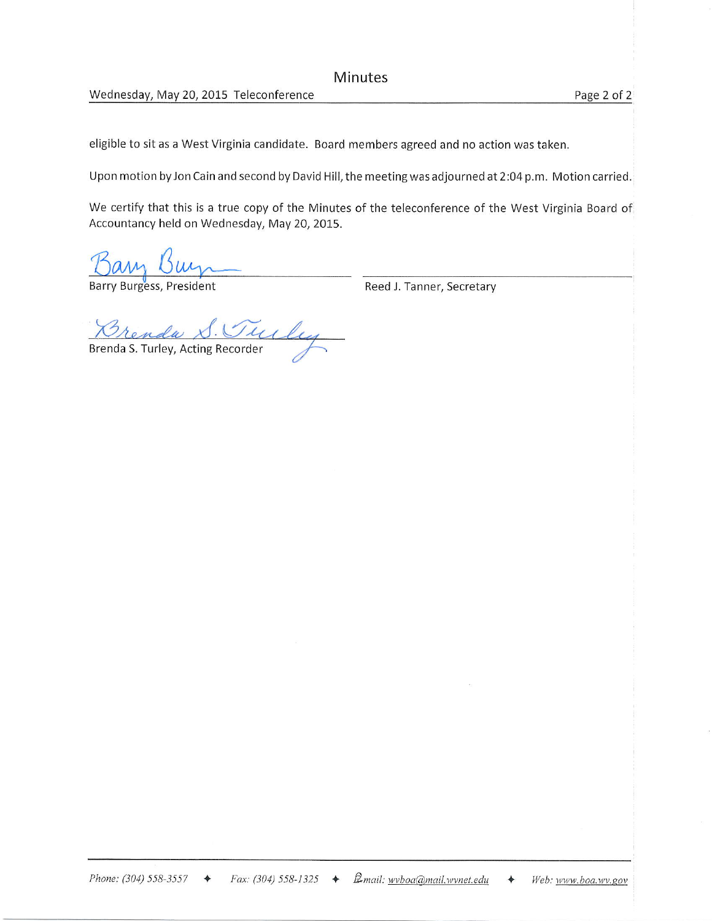eligible to sit as a West Virginia candidate. Board members agreed and no action was taken.

Upon motion by Jon Cain and second by David Hill, the meeting was adjourned at 2:04 p.m. Motion carried.

We certify that this is a true copy of the Minutes of the teleconference of the West Virginia Board of Accountancy held on Wednesday, May 20, 2015.

Barry Burgess, President

Reed J. Tanner, Secretary

Brenda S. Turley, Acting Recorder